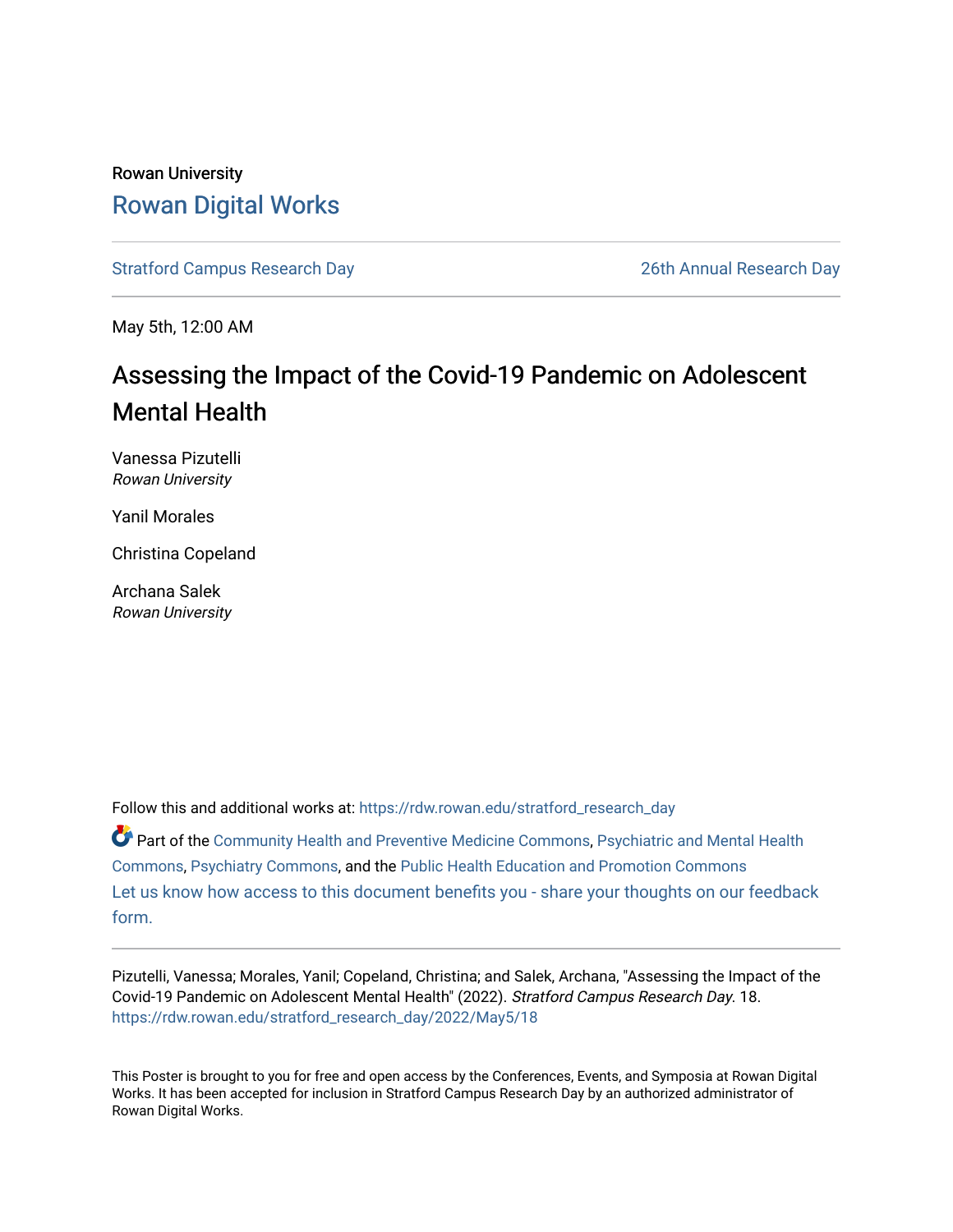Rowan University

# Rowan Digital Works

Stratford Campus Research Day

26th Annual Research Day

May 5th, 12:00 AM

## Assessing the Impact of the Covid-19 Pandemic on Adolescent Mental Health

Vanessa Pizutelli
*Rowan University*

Yanil Morales

Christina Copeland

Archana Salek
*Rowan University*

Follow this and additional works at: https://rdw.rowan.edu/stratford_research_day

Part of the Community Health and Preventive Medicine Commons, Psychiatric and Mental Health Commons, Psychiatry Commons, and the Public Health Education and Promotion Commons

Let us know how access to this document benefits you - share your thoughts on our feedback form.

---

Pizutelli, Vanessa; Morales, Yanil; Copeland, Christina; and Salek, Archana, "Assessing the Impact of the Covid-19 Pandemic on Adolescent Mental Health" (2022). *Stratford Campus Research Day*. 18.
https://rdw.rowan.edu/stratford_research_day/2022/May5/18

This Poster is brought to you for free and open access by the Conferences, Events, and Symposia at Rowan Digital Works. It has been accepted for inclusion in Stratford Campus Research Day by an authorized administrator of Rowan Digital Works.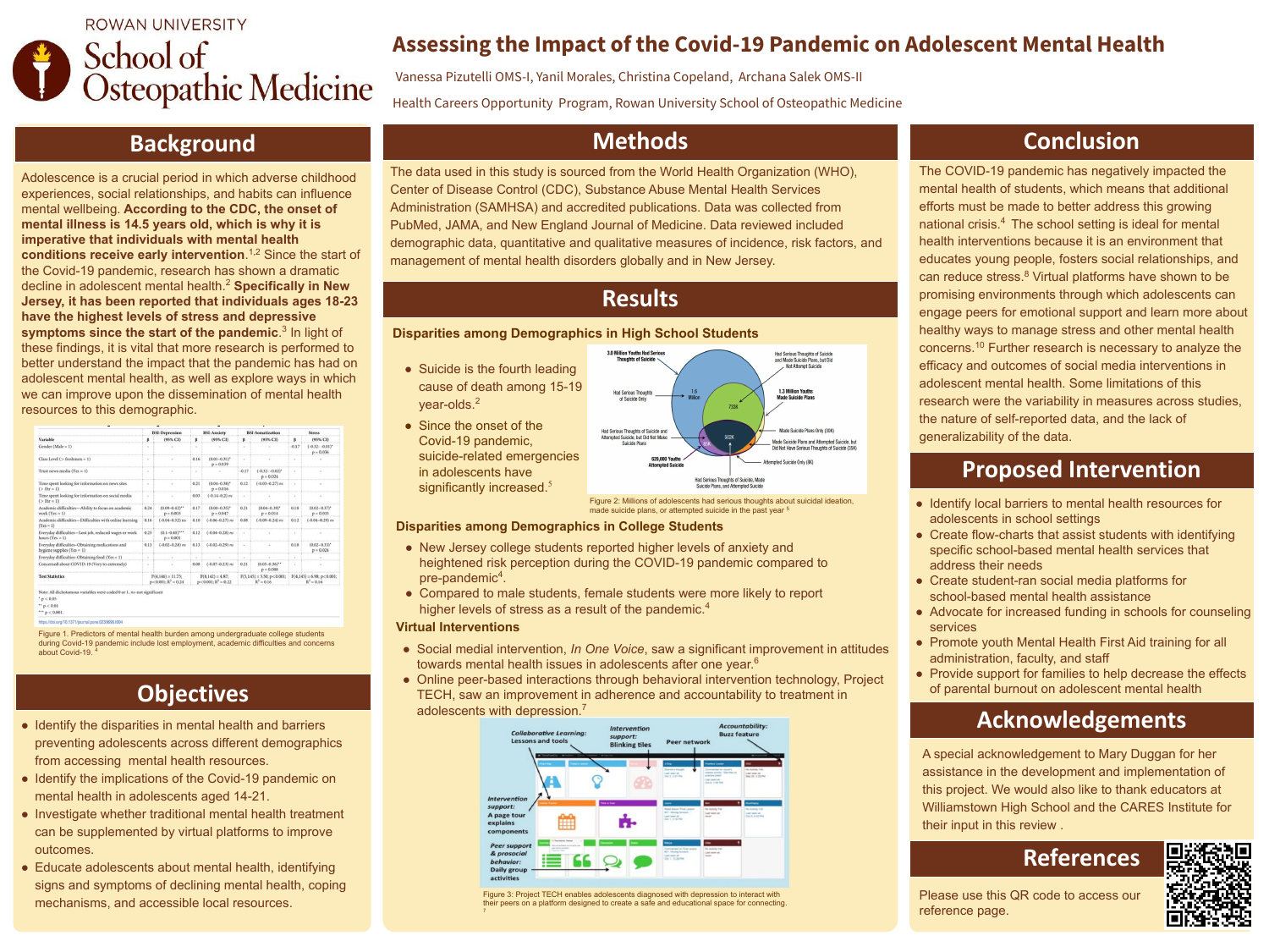ROWAN UNIVERSITY
School of Osteopathic Medicine

# Assessing the Impact of the Covid-19 Pandemic on Adolescent Mental Health

Vanessa Pizutelli OMS-I, Yanil Morales, Christina Copeland, Archana Salek OMS-II

Health Careers Opportunity Program, Rowan University School of Osteopathic Medicine

## Background

Adolescence is a crucial period in which adverse childhood experiences, social relationships, and habits can influence mental wellbeing. **According to the CDC, the onset of mental illness is 14.5 years old, which is why it is imperative that individuals with mental health conditions receive early intervention.**[1,2] Since the start of the Covid-19 pandemic, research has shown a dramatic decline in adolescent mental health.[2] **Specifically in New Jersey, it has been reported that individuals ages 18-23 have the highest levels of stress and depressive symptoms since the start of the pandemic.**[3] In light of these findings, it is vital that more research is performed to better understand the impact that the pandemic has had on adolescent mental health, as well as explore ways in which we can improve upon the dissemination of mental health resources to this demographic.

Figure 1. Predictors of mental health burden among undergraduate college students during Covid-19 pandemic include lost employment, academic difficulties and concerns about Covid-19.[4]

## Objectives

- Identify the disparities in mental health and barriers preventing adolescents across different demographics from accessing mental health resources.
- Identify the implications of the Covid-19 pandemic on mental health in adolescents aged 14-21.
- Investigate whether traditional mental health treatment can be supplemented by virtual platforms to improve outcomes.
- Educate adolescents about mental health, identifying signs and symptoms of declining mental health, coping mechanisms, and accessible local resources.

## Methods

The data used in this study is sourced from the World Health Organization (WHO), Center of Disease Control (CDC), Substance Abuse Mental Health Services Administration (SAMHSA) and accredited publications. Data was collected from PubMed, JAMA, and New England Journal of Medicine. Data reviewed included demographic data, quantitative and qualitative measures of incidence, risk factors, and management of mental health disorders globally and in New Jersey.

## Results

### Disparities among Demographics in High School Students

- Suicide is the fourth leading cause of death among 15-19 year-olds.[2]
- Since the onset of the Covid-19 pandemic, suicide-related emergencies in adolescents have significantly increased.[5]

3.0 Million Youths Had Serious Thoughts of Suicide
Had Serious Thoughts of Suicide and Made Suicide Plans, but Did Not Attempt Suicide
Had Serious Thoughts of Suicide Only
1.6 Million
1.3 Million Youths Made Suicide Plans
733K
Made Suicide Plans Only (55K)
Had Serious Thoughts of Suicide and Attempted Suicide, but Did Not Make Suicide Plans
502K
Made Suicide Plans and Attempted Suicide, but Did Not Have Serious Thoughts of Suicide (55K)
628,000 Youths Attempted Suicide
Attempted Suicide Only (8K)
Had Serious Thoughts of Suicide, Made Suicide Plans, and Attempted Suicide

Figure 2: Millions of adolescents had serious thoughts about suicidal ideation, made suicide plans, or attempted suicide in the past year.[5]

### Disparities among Demographics in College Students

- New Jersey college students reported higher levels of anxiety and heightened risk perception during the COVID-19 pandemic compared to pre-pandemic[4].
- Compared to male students, female students were more likely to report higher levels of stress as a result of the pandemic.[4]

### Virtual Interventions

- Social medial intervention, *In One Voice*, saw a significant improvement in attitudes towards mental health issues in adolescents after one year.[6]
- Online peer-based interactions through behavioral intervention technology, Project TECH, saw an improvement in adherence and accountability to treatment in adolescents with depression.[7]

Collaborative Learning: Lessons and tools
Intervention support: Blinking tiles
Peer network
Accountability: Buzz feature
Intervention support: A page tour explains components
Peer support & prosocial behavior: Daily group activities

Figure 3: Project TECH enables adolescents diagnosed with depression to interact with their peers on a platform designed to create a safe and educational space for connecting.[7]

## Conclusion

The COVID-19 pandemic has negatively impacted the mental health of students, which means that additional efforts must be made to better address this growing national crisis.[4] The school setting is ideal for mental health interventions because it is an environment that educates young people, fosters social relationships, and can reduce stress.[8] Virtual platforms have shown to be promising environments through which adolescents can engage peers for emotional support and learn more about healthy ways to manage stress and other mental health concerns.[10] Further research is necessary to analyze the efficacy and outcomes of social media interventions in adolescent mental health. Some limitations of this research were the variability in measures across studies, the nature of self-reported data, and the lack of generalizability of the data.

## Proposed Intervention

- Identify local barriers to mental health resources for adolescents in school settings
- Create flow-charts that assist students with identifying specific school-based mental health services that address their needs
- Create student-ran social media platforms for school-based mental health assistance
- Advocate for increased funding in schools for counseling services
- Promote youth Mental Health First Aid training for all administration, faculty, and staff
- Provide support for families to help decrease the effects of parental burnout on adolescent mental health

## Acknowledgements

A special acknowledgement to Mary Duggan for her assistance in the development and implementation of this project. We would also like to thank educators at Williamstown High School and the CARES Institute for their input in this review .

## References

Please use this QR code to access our reference page.